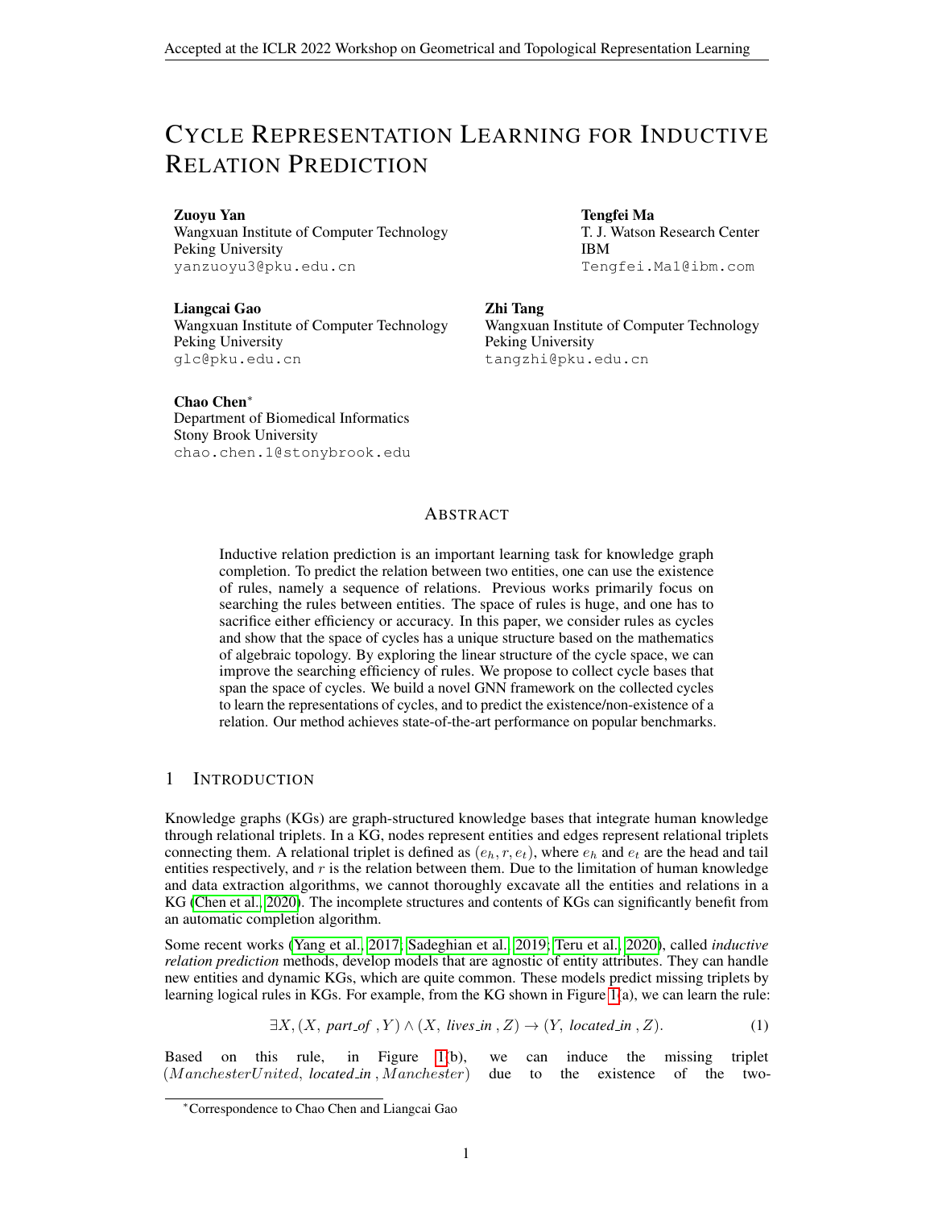# CYCLE REPRESENTATION LEARNING FOR INDUCTIVE RELATION PREDICTION

**Zuoyu Yan**
Wangxuan Institute of Computer Technology
Peking University
yanzuoyu3@pku.edu.cn

**Tengfei Ma**
T. J. Watson Research Center
IBM
Tengfei.Ma1@ibm.com

**Liangcai Gao**
Wangxuan Institute of Computer Technology
Peking University
glc@pku.edu.cn

**Zhi Tang**
Wangxuan Institute of Computer Technology
Peking University
tangzhi@pku.edu.cn

**Chao Chen***
Department of Biomedical Informatics
Stony Brook University
chao.chen.1@stonybrook.edu

## ABSTRACT

Inductive relation prediction is an important learning task for knowledge graph completion. To predict the relation between two entities, one can use the existence of rules, namely a sequence of relations. Previous works primarily focus on searching the rules between entities. The space of rules is huge, and one has to sacrifice either efficiency or accuracy. In this paper, we consider rules as cycles and show that the space of cycles has a unique structure based on the mathematics of algebraic topology. By exploring the linear structure of the cycle space, we can improve the searching efficiency of rules. We propose to collect cycle bases that span the space of cycles. We build a novel GNN framework on the collected cycles to learn the representations of cycles, and to predict the existence/non-existence of a relation. Our method achieves state-of-the-art performance on popular benchmarks.

## 1 INTRODUCTION

Knowledge graphs (KGs) are graph-structured knowledge bases that integrate human knowledge through relational triplets. In a KG, nodes represent entities and edges represent relational triplets connecting them. A relational triplet is defined as $(e_h, r, e_t)$, where $e_h$ and $e_t$ are the head and tail entities respectively, and $r$ is the relation between them. Due to the limitation of human knowledge and data extraction algorithms, we cannot thoroughly excavate all the entities and relations in a KG (Chen et al., 2020). The incomplete structures and contents of KGs can significantly benefit from an automatic completion algorithm.

Some recent works (Yang et al., 2017; Sadeghian et al., 2019; Teru et al., 2020), called *inductive relation prediction* methods, develop models that are agnostic of entity attributes. They can handle new entities and dynamic KGs, which are quite common. These models predict missing triplets by learning logical rules in KGs. For example, from the KG shown in Figure 1(a), we can learn the rule:

$$\exists X, (X,\ \textit{part\_of}\ , Y) \wedge (X,\ \textit{lives\_in}\ , Z) \rightarrow (Y,\ \textit{located\_in}\ , Z). \tag{1}$$

Based on this rule, in Figure 1(b), we can induce the missing triplet $(ManchesterUnited,\ \textit{located\_in}\ , Manchester)$ due to the existence of the two-

*Correspondence to Chao Chen and Liangcai Gao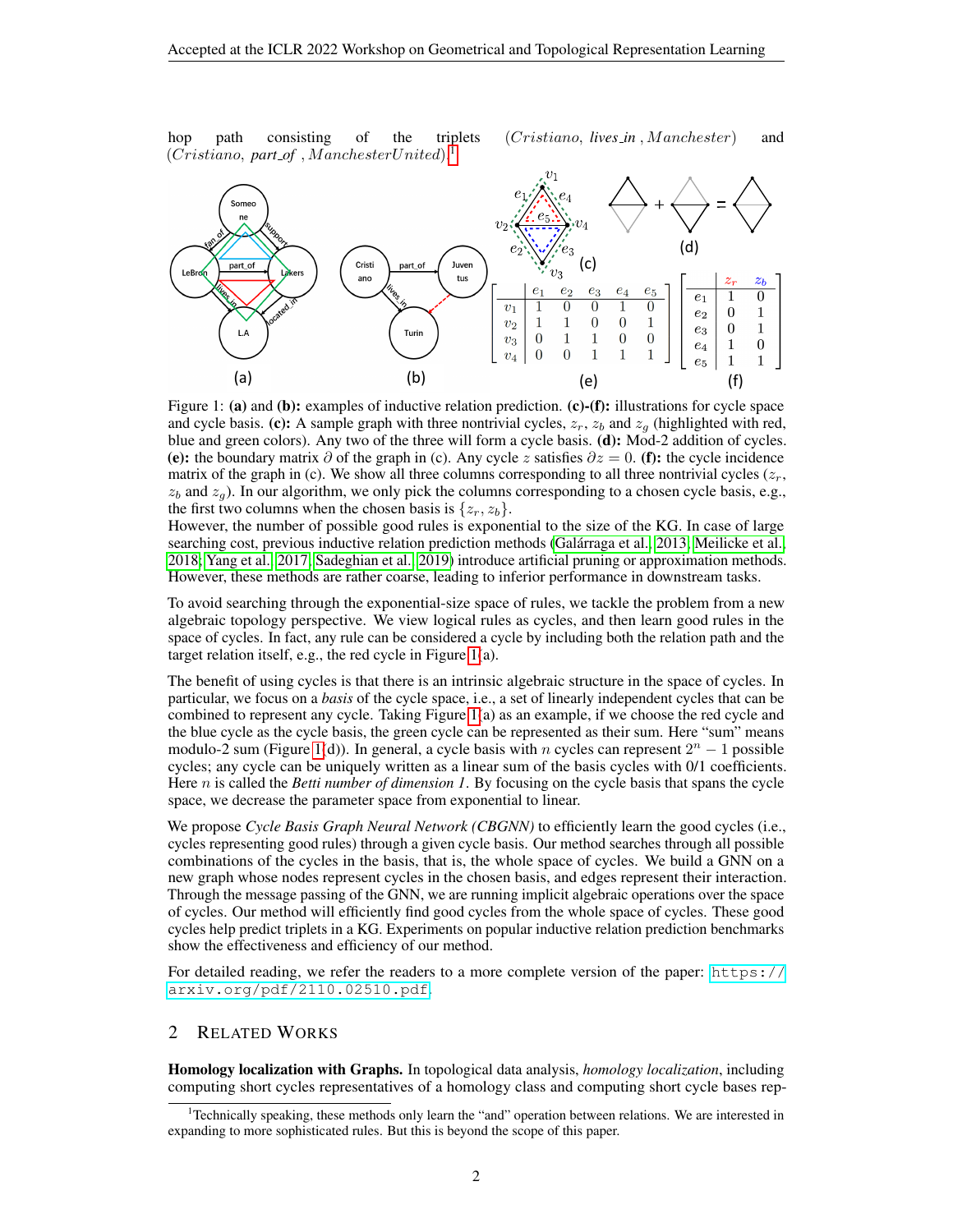hop path consisting of the triplets $(Cristiano,\ lives\_in\ , Manchester)$ and $(Cristiano,\ part\_of\ , ManchesterUnited)$.[1]

|  | $e_1$ | $e_2$ | $e_3$ | $e_4$ | $e_5$ |
|---|---|---|---|---|---|
| $v_1$ | 1 | 0 | 0 | 1 | 0 |
| $v_2$ | 1 | 1 | 0 | 0 | 1 |
| $v_3$ | 0 | 1 | 1 | 0 | 0 |
| $v_4$ | 0 | 0 | 1 | 1 | 1 |

|  | $z_r$ | $z_b$ |
|---|---|---|
| $e_1$ | 1 | 0 |
| $e_2$ | 0 | 1 |
| $e_3$ | 0 | 1 |
| $e_4$ | 1 | 0 |
| $e_5$ | 1 | 1 |

Figure 1: **(a)** and **(b):** examples of inductive relation prediction. **(c)-(f):** illustrations for cycle space and cycle basis. **(c):** A sample graph with three nontrivial cycles, $z_r$, $z_b$ and $z_g$ (highlighted with red, blue and green colors). Any two of the three will form a cycle basis. **(d):** Mod-2 addition of cycles. **(e):** the boundary matrix $\partial$ of the graph in (c). Any cycle $z$ satisfies $\partial z = 0$. **(f):** the cycle incidence matrix of the graph in (c). We show all three columns corresponding to all three nontrivial cycles ($z_r$, $z_b$ and $z_g$). In our algorithm, we only pick the columns corresponding to a chosen cycle basis, e.g., the first two columns when the chosen basis is $\{z_r, z_b\}$.

However, the number of possible good rules is exponential to the size of the KG. In case of large searching cost, previous inductive relation prediction methods (Galárraga et al., 2013; Meilicke et al., 2018; Yang et al., 2017; Sadeghian et al., 2019) introduce artificial pruning or approximation methods. However, these methods are rather coarse, leading to inferior performance in downstream tasks.

To avoid searching through the exponential-size space of rules, we tackle the problem from a new algebraic topology perspective. We view logical rules as cycles, and then learn good rules in the space of cycles. In fact, any rule can be considered a cycle by including both the relation path and the target relation itself, e.g., the red cycle in Figure 1(a).

The benefit of using cycles is that there is an intrinsic algebraic structure in the space of cycles. In particular, we focus on a *basis* of the cycle space, i.e., a set of linearly independent cycles that can be combined to represent any cycle. Taking Figure 1(a) as an example, if we choose the red cycle and the blue cycle as the cycle basis, the green cycle can be represented as their sum. Here "sum" means modulo-2 sum (Figure 1(d)). In general, a cycle basis with $n$ cycles can represent $2^n - 1$ possible cycles; any cycle can be uniquely written as a linear sum of the basis cycles with 0/1 coefficients. Here $n$ is called the *Betti number of dimension 1*. By focusing on the cycle basis that spans the cycle space, we decrease the parameter space from exponential to linear.

We propose *Cycle Basis Graph Neural Network (CBGNN)* to efficiently learn the good cycles (i.e., cycles representing good rules) through a given cycle basis. Our method searches through all possible combinations of the cycles in the basis, that is, the whole space of cycles. We build a GNN on a new graph whose nodes represent cycles in the chosen basis, and edges represent their interaction. Through the message passing of the GNN, we are running implicit algebraic operations over the space of cycles. Our method will efficiently find good cycles from the whole space of cycles. These good cycles help predict triplets in a KG. Experiments on popular inductive relation prediction benchmarks show the effectiveness and efficiency of our method.

For detailed reading, we refer the readers to a more complete version of the paper: https://arxiv.org/pdf/2110.02510.pdf.

## 2 Related Works

**Homology localization with Graphs.** In topological data analysis, *homology localization*, including computing short cycles representatives of a homology class and computing short cycle bases rep-

[1] Technically speaking, these methods only learn the "and" operation between relations. We are interested in expanding to more sophisticated rules. But this is beyond the scope of this paper.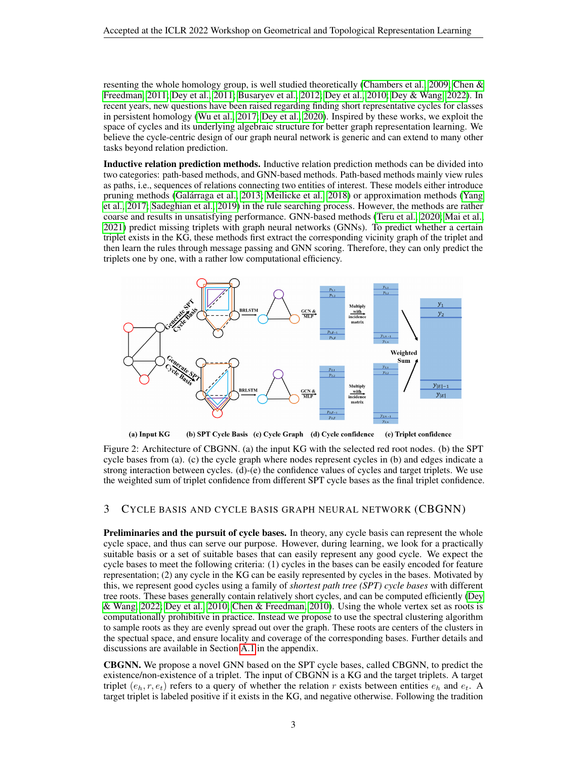resenting the whole homology group, is well studied theoretically (Chambers et al., 2009; Chen & Freedman, 2011; Dey et al., 2011; Busaryev et al., 2012; Dey et al., 2010; Dey & Wang, 2022). In recent years, new questions have been raised regarding finding short representative cycles for classes in persistent homology (Wu et al., 2017; Dey et al., 2020). Inspired by these works, we exploit the space of cycles and its underlying algebraic structure for better graph representation learning. We believe the cycle-centric design of our graph neural network is generic and can extend to many other tasks beyond relation prediction.

**Inductive relation prediction methods.** Inductive relation prediction methods can be divided into two categories: path-based methods, and GNN-based methods. Path-based methods mainly view rules as paths, i.e., sequences of relations connecting two entities of interest. These models either introduce pruning methods (Galárraga et al., 2013; Meilicke et al., 2018) or approximation methods (Yang et al., 2017; Sadeghian et al., 2019) in the rule searching process. However, the methods are rather coarse and results in unsatisfying performance. GNN-based methods (Teru et al., 2020; Mai et al., 2021) predict missing triplets with graph neural networks (GNNs). To predict whether a certain triplet exists in the KG, these methods first extract the corresponding vicinity graph of the triplet and then learn the rules through message passing and GNN scoring. Therefore, they can only predict the triplets one by one, with a rather low computational efficiency.

(a) Input KG (b) SPT Cycle Basis (c) Cycle Graph (d) Cycle confidence (e) Triplet confidence

Figure 2: Architecture of CBGNN. (a) the input KG with the selected red root nodes. (b) the SPT cycle bases from (a). (c) the cycle graph where nodes represent cycles in (b) and edges indicate a strong interaction between cycles. (d)-(e) the confidence values of cycles and target triplets. We use the weighted sum of triplet confidence from different SPT cycle bases as the final triplet confidence.

## 3 Cycle Basis and Cycle Basis Graph Neural Network (CBGNN)

**Preliminaries and the pursuit of cycle bases.** In theory, any cycle basis can represent the whole cycle space, and thus can serve our purpose. However, during learning, we look for a practically suitable basis or a set of suitable bases that can easily represent any good cycle. We expect the cycle bases to meet the following criteria: (1) cycles in the bases can be easily encoded for feature representation; (2) any cycle in the KG can be easily represented by cycles in the bases. Motivated by this, we represent good cycles using a family of *shortest path tree (SPT) cycle bases* with different tree roots. These bases generally contain relatively short cycles, and can be computed efficiently (Dey & Wang, 2022; Dey et al., 2010; Chen & Freedman, 2010). Using the whole vertex set as roots is computationally prohibitive in practice. Instead we propose to use the spectral clustering algorithm to sample roots as they are evenly spread out over the graph. These roots are centers of the clusters in the spectual space, and ensure locality and coverage of the corresponding bases. Further details and discussions are available in Section A.1 in the appendix.

**CBGNN.** We propose a novel GNN based on the SPT cycle bases, called CBGNN, to predict the existence/non-existence of a triplet. The input of CBGNN is a KG and the target triplets. A target triplet $(e_h, r, e_t)$ refers to a query of whether the relation $r$ exists between entities $e_h$ and $e_t$. A target triplet is labeled positive if it exists in the KG, and negative otherwise. Following the tradition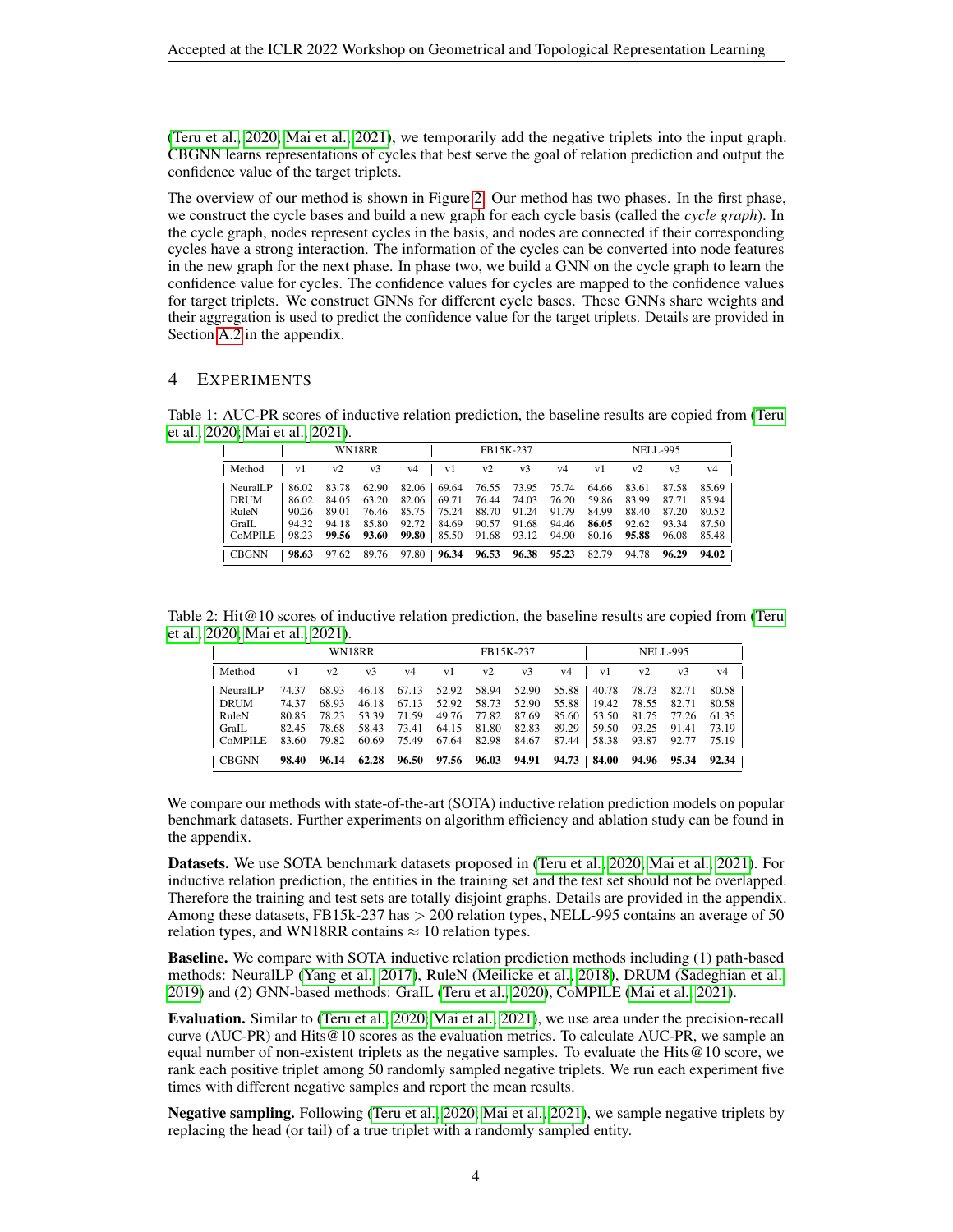(Teru et al., 2020; Mai et al., 2021), we temporarily add the negative triplets into the input graph. CBGNN learns representations of cycles that best serve the goal of relation prediction and output the confidence value of the target triplets.

The overview of our method is shown in Figure 2. Our method has two phases. In the first phase, we construct the cycle bases and build a new graph for each cycle basis (called the *cycle graph*). In the cycle graph, nodes represent cycles in the basis, and nodes are connected if their corresponding cycles have a strong interaction. The information of the cycles can be converted into node features in the new graph for the next phase. In phase two, we build a GNN on the cycle graph to learn the confidence value for cycles. The confidence values for cycles are mapped to the confidence values for target triplets. We construct GNNs for different cycle bases. These GNNs share weights and their aggregation is used to predict the confidence value for the target triplets. Details are provided in Section A.2 in the appendix.

# 4 Experiments

Table 1: AUC-PR scores of inductive relation prediction, the baseline results are copied from (Teru et al., 2020; Mai et al., 2021).

| | WN18RR | | | | FB15K-237 | | | | NELL-995 | | | |
|---|---|---|---|---|---|---|---|---|---|---|---|---|
| Method | v1 | v2 | v3 | v4 | v1 | v2 | v3 | v4 | v1 | v2 | v3 | v4 |
| NeuralLP | 86.02 | 83.78 | 62.90 | 82.06 | 69.64 | 76.55 | 73.95 | 75.74 | 64.66 | 83.61 | 87.58 | 85.69 |
| DRUM | 86.02 | 84.05 | 63.20 | 82.06 | 69.71 | 76.44 | 74.03 | 76.20 | 59.86 | 83.99 | 87.71 | 85.94 |
| RuleN | 90.26 | 89.01 | 76.46 | 85.75 | 75.24 | 88.70 | 91.24 | 91.79 | 84.99 | 88.40 | 87.20 | 80.52 |
| GraIL | 94.32 | 94.18 | 85.80 | 92.72 | 84.69 | 90.57 | 91.68 | 94.46 | **86.05** | 92.62 | 93.34 | 87.50 |
| CoMPILE | 98.23 | **99.56** | **93.60** | **99.80** | 85.50 | 91.68 | 93.12 | 94.90 | 80.16 | **95.88** | 96.08 | 85.48 |
| CBGNN | **98.63** | 97.62 | 89.76 | 97.80 | **96.34** | **96.53** | **96.38** | **95.23** | 82.79 | 94.78 | **96.29** | **94.02** |

Table 2: Hit@10 scores of inductive relation prediction, the baseline results are copied from (Teru et al., 2020; Mai et al., 2021).

| | WN18RR | | | | FB15K-237 | | | | NELL-995 | | | |
|---|---|---|---|---|---|---|---|---|---|---|---|---|
| Method | v1 | v2 | v3 | v4 | v1 | v2 | v3 | v4 | v1 | v2 | v3 | v4 |
| NeuralLP | 74.37 | 68.93 | 46.18 | 67.13 | 52.92 | 58.94 | 52.90 | 55.88 | 40.78 | 78.73 | 82.71 | 80.58 |
| DRUM | 74.37 | 68.93 | 46.18 | 67.13 | 52.92 | 58.73 | 52.90 | 55.88 | 19.42 | 78.55 | 82.71 | 80.58 |
| RuleN | 80.85 | 78.23 | 53.39 | 71.59 | 49.76 | 77.82 | 87.69 | 85.60 | 53.50 | 81.75 | 77.26 | 61.35 |
| GraIL | 82.45 | 78.68 | 58.43 | 73.41 | 64.15 | 81.80 | 82.83 | 89.29 | 59.50 | 93.25 | 91.41 | 73.19 |
| CoMPILE | 83.60 | 79.82 | 60.69 | 75.49 | 67.64 | 82.98 | 84.67 | 87.44 | 58.38 | 93.87 | 92.77 | 75.19 |
| CBGNN | **98.40** | **96.14** | **62.28** | **96.50** | **97.56** | **96.03** | **94.91** | **94.73** | **84.00** | **94.96** | **95.34** | **92.34** |

We compare our methods with state-of-the-art (SOTA) inductive relation prediction models on popular benchmark datasets. Further experiments on algorithm efficiency and ablation study can be found in the appendix.

**Datasets.** We use SOTA benchmark datasets proposed in (Teru et al., 2020; Mai et al., 2021). For inductive relation prediction, the entities in the training set and the test set should not be overlapped. Therefore the training and test sets are totally disjoint graphs. Details are provided in the appendix. Among these datasets, FB15k-237 has $> 200$ relation types, NELL-995 contains an average of 50 relation types, and WN18RR contains $\approx 10$ relation types.

**Baseline.** We compare with SOTA inductive relation prediction methods including (1) path-based methods: NeuralLP (Yang et al., 2017), RuleN (Meilicke et al., 2018), DRUM (Sadeghian et al., 2019) and (2) GNN-based methods: GraIL (Teru et al., 2020), CoMPILE (Mai et al., 2021).

**Evaluation.** Similar to (Teru et al., 2020; Mai et al., 2021), we use area under the precision-recall curve (AUC-PR) and Hits@10 scores as the evaluation metrics. To calculate AUC-PR, we sample an equal number of non-existent triplets as the negative samples. To evaluate the Hits@10 score, we rank each positive triplet among 50 randomly sampled negative triplets. We run each experiment five times with different negative samples and report the mean results.

**Negative sampling.** Following (Teru et al., 2020; Mai et al., 2021), we sample negative triplets by replacing the head (or tail) of a true triplet with a randomly sampled entity.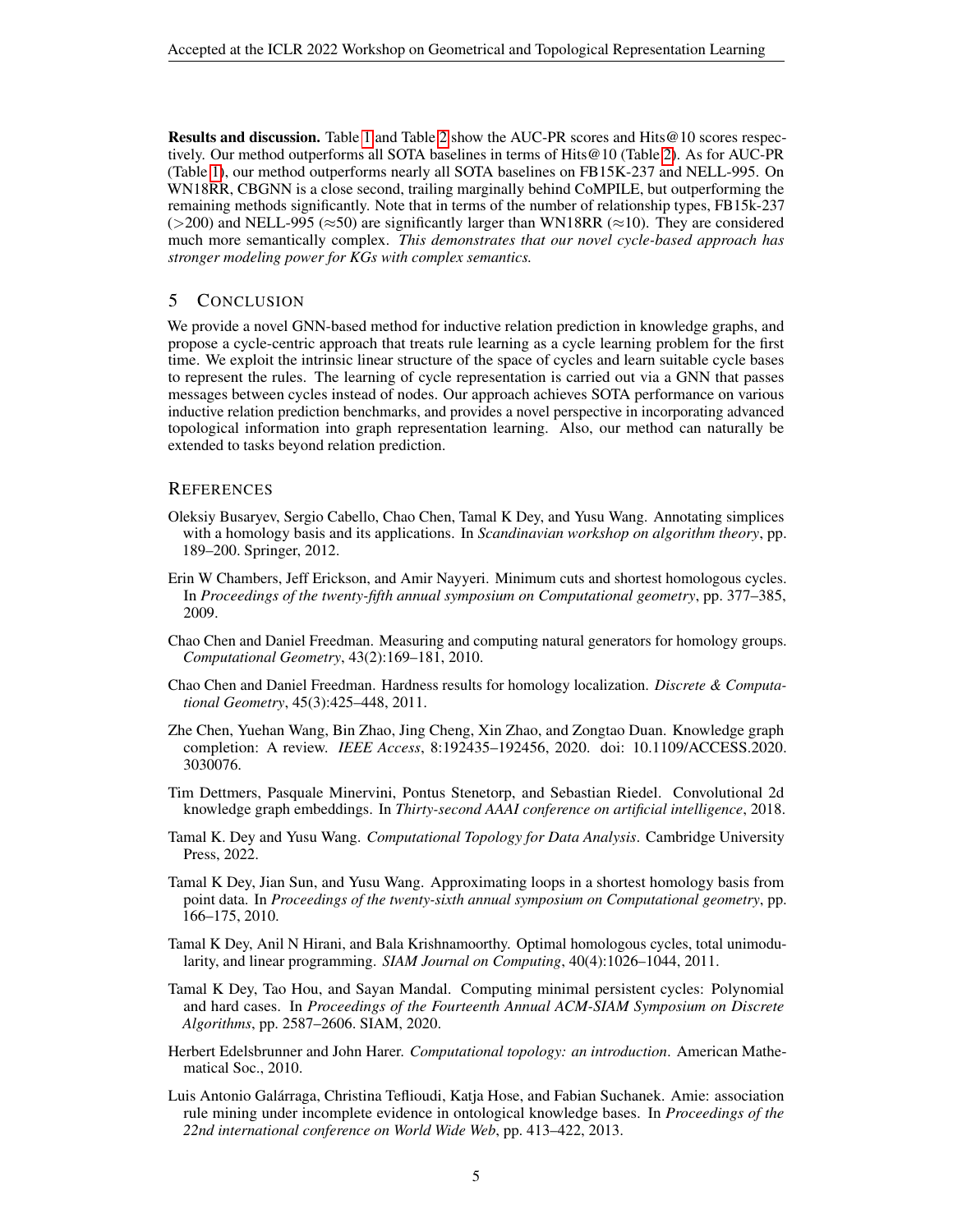**Results and discussion.** Table 1 and Table 2 show the AUC-PR scores and Hits@10 scores respectively. Our method outperforms all SOTA baselines in terms of Hits@10 (Table 2). As for AUC-PR (Table 1), our method outperforms nearly all SOTA baselines on FB15K-237 and NELL-995. On WN18RR, CBGNN is a close second, trailing marginally behind CoMPILE, but outperforming the remaining methods significantly. Note that in terms of the number of relationship types, FB15k-237 ($>$200) and NELL-995 ($\approx$50) are significantly larger than WN18RR ($\approx$10). They are considered much more semantically complex. *This demonstrates that our novel cycle-based approach has stronger modeling power for KGs with complex semantics.*

## 5 Conclusion

We provide a novel GNN-based method for inductive relation prediction in knowledge graphs, and propose a cycle-centric approach that treats rule learning as a cycle learning problem for the first time. We exploit the intrinsic linear structure of the space of cycles and learn suitable cycle bases to represent the rules. The learning of cycle representation is carried out via a GNN that passes messages between cycles instead of nodes. Our approach achieves SOTA performance on various inductive relation prediction benchmarks, and provides a novel perspective in incorporating advanced topological information into graph representation learning. Also, our method can naturally be extended to tasks beyond relation prediction.

## References

Oleksiy Busaryev, Sergio Cabello, Chao Chen, Tamal K Dey, and Yusu Wang. Annotating simplices with a homology basis and its applications. In *Scandinavian workshop on algorithm theory*, pp. 189–200. Springer, 2012.

Erin W Chambers, Jeff Erickson, and Amir Nayyeri. Minimum cuts and shortest homologous cycles. In *Proceedings of the twenty-fifth annual symposium on Computational geometry*, pp. 377–385, 2009.

Chao Chen and Daniel Freedman. Measuring and computing natural generators for homology groups. *Computational Geometry*, 43(2):169–181, 2010.

Chao Chen and Daniel Freedman. Hardness results for homology localization. *Discrete & Computational Geometry*, 45(3):425–448, 2011.

Zhe Chen, Yuehan Wang, Bin Zhao, Jing Cheng, Xin Zhao, and Zongtao Duan. Knowledge graph completion: A review. *IEEE Access*, 8:192435–192456, 2020. doi: 10.1109/ACCESS.2020.3030076.

Tim Dettmers, Pasquale Minervini, Pontus Stenetorp, and Sebastian Riedel. Convolutional 2d knowledge graph embeddings. In *Thirty-second AAAI conference on artificial intelligence*, 2018.

Tamal K. Dey and Yusu Wang. *Computational Topology for Data Analysis*. Cambridge University Press, 2022.

Tamal K Dey, Jian Sun, and Yusu Wang. Approximating loops in a shortest homology basis from point data. In *Proceedings of the twenty-sixth annual symposium on Computational geometry*, pp. 166–175, 2010.

Tamal K Dey, Anil N Hirani, and Bala Krishnamoorthy. Optimal homologous cycles, total unimodularity, and linear programming. *SIAM Journal on Computing*, 40(4):1026–1044, 2011.

Tamal K Dey, Tao Hou, and Sayan Mandal. Computing minimal persistent cycles: Polynomial and hard cases. In *Proceedings of the Fourteenth Annual ACM-SIAM Symposium on Discrete Algorithms*, pp. 2587–2606. SIAM, 2020.

Herbert Edelsbrunner and John Harer. *Computational topology: an introduction*. American Mathematical Soc., 2010.

Luis Antonio Galárraga, Christina Teflioudi, Katja Hose, and Fabian Suchanek. Amie: association rule mining under incomplete evidence in ontological knowledge bases. In *Proceedings of the 22nd international conference on World Wide Web*, pp. 413–422, 2013.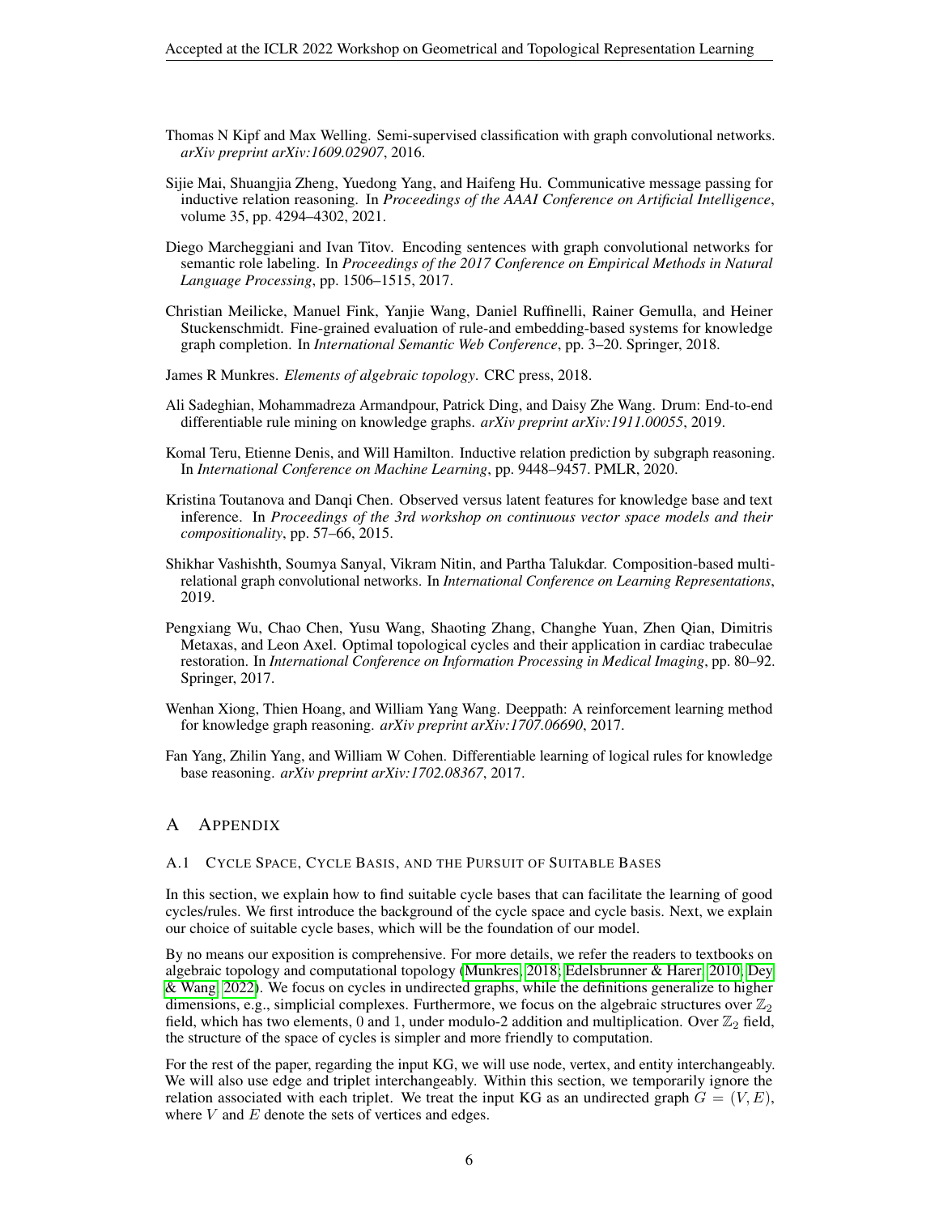Thomas N Kipf and Max Welling. Semi-supervised classification with graph convolutional networks. *arXiv preprint arXiv:1609.02907*, 2016.

Sijie Mai, Shuangjia Zheng, Yuedong Yang, and Haifeng Hu. Communicative message passing for inductive relation reasoning. In *Proceedings of the AAAI Conference on Artificial Intelligence*, volume 35, pp. 4294–4302, 2021.

Diego Marcheggiani and Ivan Titov. Encoding sentences with graph convolutional networks for semantic role labeling. In *Proceedings of the 2017 Conference on Empirical Methods in Natural Language Processing*, pp. 1506–1515, 2017.

Christian Meilicke, Manuel Fink, Yanjie Wang, Daniel Ruffinelli, Rainer Gemulla, and Heiner Stuckenschmidt. Fine-grained evaluation of rule-and embedding-based systems for knowledge graph completion. In *International Semantic Web Conference*, pp. 3–20. Springer, 2018.

James R Munkres. *Elements of algebraic topology*. CRC press, 2018.

Ali Sadeghian, Mohammadreza Armandpour, Patrick Ding, and Daisy Zhe Wang. Drum: End-to-end differentiable rule mining on knowledge graphs. *arXiv preprint arXiv:1911.00055*, 2019.

Komal Teru, Etienne Denis, and Will Hamilton. Inductive relation prediction by subgraph reasoning. In *International Conference on Machine Learning*, pp. 9448–9457. PMLR, 2020.

Kristina Toutanova and Danqi Chen. Observed versus latent features for knowledge base and text inference. In *Proceedings of the 3rd workshop on continuous vector space models and their compositionality*, pp. 57–66, 2015.

Shikhar Vashishth, Soumya Sanyal, Vikram Nitin, and Partha Talukdar. Composition-based multi-relational graph convolutional networks. In *International Conference on Learning Representations*, 2019.

Pengxiang Wu, Chao Chen, Yusu Wang, Shaoting Zhang, Changhe Yuan, Zhen Qian, Dimitris Metaxas, and Leon Axel. Optimal topological cycles and their application in cardiac trabeculae restoration. In *International Conference on Information Processing in Medical Imaging*, pp. 80–92. Springer, 2017.

Wenhan Xiong, Thien Hoang, and William Yang Wang. Deeppath: A reinforcement learning method for knowledge graph reasoning. *arXiv preprint arXiv:1707.06690*, 2017.

Fan Yang, Zhilin Yang, and William W Cohen. Differentiable learning of logical rules for knowledge base reasoning. *arXiv preprint arXiv:1702.08367*, 2017.

# A Appendix

## A.1 Cycle Space, Cycle Basis, and the Pursuit of Suitable Bases

In this section, we explain how to find suitable cycle bases that can facilitate the learning of good cycles/rules. We first introduce the background of the cycle space and cycle basis. Next, we explain our choice of suitable cycle bases, which will be the foundation of our model.

By no means our exposition is comprehensive. For more details, we refer the readers to textbooks on algebraic topology and computational topology (Munkres, 2018; Edelsbrunner & Harer, 2010; Dey & Wang, 2022). We focus on cycles in undirected graphs, while the definitions generalize to higher dimensions, e.g., simplicial complexes. Furthermore, we focus on the algebraic structures over $\mathbb{Z}_2$ field, which has two elements, 0 and 1, under modulo-2 addition and multiplication. Over $\mathbb{Z}_2$ field, the structure of the space of cycles is simpler and more friendly to computation.

For the rest of the paper, regarding the input KG, we will use node, vertex, and entity interchangeably. We will also use edge and triplet interchangeably. Within this section, we temporarily ignore the relation associated with each triplet. We treat the input KG as an undirected graph $G = (V, E)$, where $V$ and $E$ denote the sets of vertices and edges.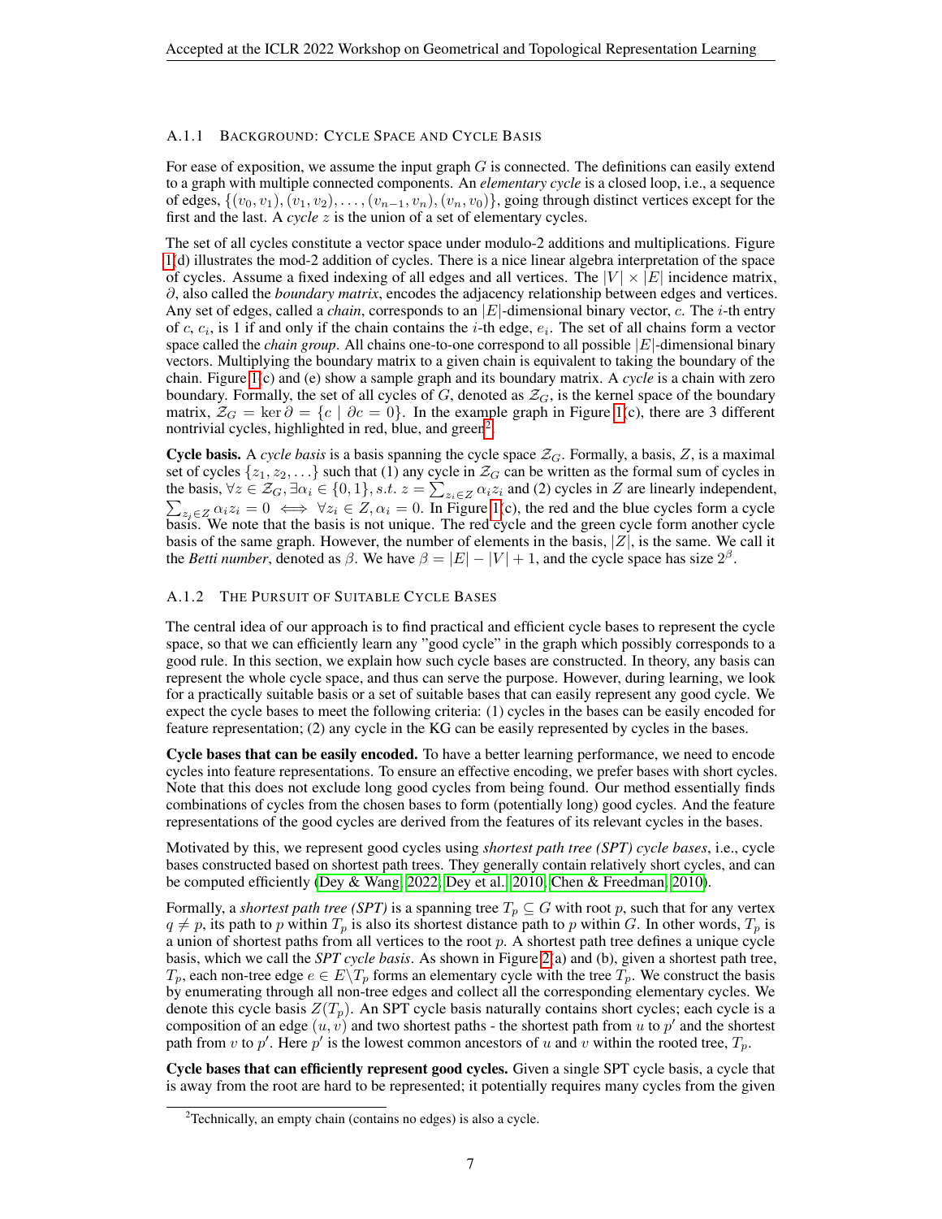### A.1.1 Background: Cycle Space and Cycle Basis

For ease of exposition, we assume the input graph $G$ is connected. The definitions can easily extend to a graph with multiple connected components. An *elementary cycle* is a closed loop, i.e., a sequence of edges, $\{(v_0, v_1), (v_1, v_2), \ldots, (v_{n-1}, v_n), (v_n, v_0)\}$, going through distinct vertices except for the first and the last. A *cycle* $z$ is the union of a set of elementary cycles.

The set of all cycles constitute a vector space under modulo-2 additions and multiplications. Figure 1(d) illustrates the mod-2 addition of cycles. There is a nice linear algebra interpretation of the space of cycles. Assume a fixed indexing of all edges and all vertices. The $|V| \times |E|$ incidence matrix, $\partial$, also called the *boundary matrix*, encodes the adjacency relationship between edges and vertices. Any set of edges, called a *chain*, corresponds to an $|E|$-dimensional binary vector, $c$. The $i$-th entry of $c$, $c_i$, is 1 if and only if the chain contains the $i$-th edge, $e_i$. The set of all chains form a vector space called the *chain group*. All chains one-to-one correspond to all possible $|E|$-dimensional binary vectors. Multiplying the boundary matrix to a given chain is equivalent to taking the boundary of the chain. Figure 1(c) and (e) show a sample graph and its boundary matrix. A *cycle* is a chain with zero boundary. Formally, the set of all cycles of $G$, denoted as $\mathcal{Z}_G$, is the kernel space of the boundary matrix, $\mathcal{Z}_G = \ker \partial = \{c \mid \partial c = 0\}$. In the example graph in Figure 1(c), there are 3 different nontrivial cycles, highlighted in red, blue, and green[2].

**Cycle basis.** A *cycle basis* is a basis spanning the cycle space $\mathcal{Z}_G$. Formally, a basis, $Z$, is a maximal set of cycles $\{z_1, z_2, \ldots\}$ such that (1) any cycle in $\mathcal{Z}_G$ can be written as the formal sum of cycles in the basis, $\forall z \in \mathcal{Z}_G, \exists \alpha_i \in \{0, 1\}, s.t.\ z = \sum_{z_i \in Z} \alpha_i z_i$ and (2) cycles in $Z$ are linearly independent, $\sum_{z_j \in Z} \alpha_i z_i = 0 \iff \forall z_i \in Z, \alpha_i = 0$. In Figure 1(c), the red and the blue cycles form a cycle basis. We note that the basis is not unique. The red cycle and the green cycle form another cycle basis of the same graph. However, the number of elements in the basis, $|Z|$, is the same. We call it the *Betti number*, denoted as $\beta$. We have $\beta = |E| - |V| + 1$, and the cycle space has size $2^\beta$.

### A.1.2 The Pursuit of Suitable Cycle Bases

The central idea of our approach is to find practical and efficient cycle bases to represent the cycle space, so that we can efficiently learn any "good cycle" in the graph which possibly corresponds to a good rule. In this section, we explain how such cycle bases are constructed. In theory, any basis can represent the whole cycle space, and thus can serve the purpose. However, during learning, we look for a practically suitable basis or a set of suitable bases that can easily represent any good cycle. We expect the cycle bases to meet the following criteria: (1) cycles in the bases can be easily encoded for feature representation; (2) any cycle in the KG can be easily represented by cycles in the bases.

**Cycle bases that can be easily encoded.** To have a better learning performance, we need to encode cycles into feature representations. To ensure an effective encoding, we prefer bases with short cycles. Note that this does not exclude long good cycles from being found. Our method essentially finds combinations of cycles from the chosen bases to form (potentially long) good cycles. And the feature representations of the good cycles are derived from the features of its relevant cycles in the bases.

Motivated by this, we represent good cycles using *shortest path tree (SPT) cycle bases*, i.e., cycle bases constructed based on shortest path trees. They generally contain relatively short cycles, and can be computed efficiently (Dey & Wang, 2022; Dey et al., 2010; Chen & Freedman, 2010).

Formally, a *shortest path tree (SPT)* is a spanning tree $T_p \subseteq G$ with root $p$, such that for any vertex $q \neq p$, its path to $p$ within $T_p$ is also its shortest distance path to $p$ within $G$. In other words, $T_p$ is a union of shortest paths from all vertices to the root $p$. A shortest path tree defines a unique cycle basis, which we call the *SPT cycle basis*. As shown in Figure 2(a) and (b), given a shortest path tree, $T_p$, each non-tree edge $e \in E \backslash T_p$ forms an elementary cycle with the tree $T_p$. We construct the basis by enumerating through all non-tree edges and collect all the corresponding elementary cycles. We denote this cycle basis $Z(T_p)$. An SPT cycle basis naturally contains short cycles; each cycle is a composition of an edge $(u, v)$ and two shortest paths - the shortest path from $u$ to $p'$ and the shortest path from $v$ to $p'$. Here $p'$ is the lowest common ancestors of $u$ and $v$ within the rooted tree, $T_p$.

**Cycle bases that can efficiently represent good cycles.** Given a single SPT cycle basis, a cycle that is away from the root are hard to be represented; it potentially requires many cycles from the given

[2]Technically, an empty chain (contains no edges) is also a cycle.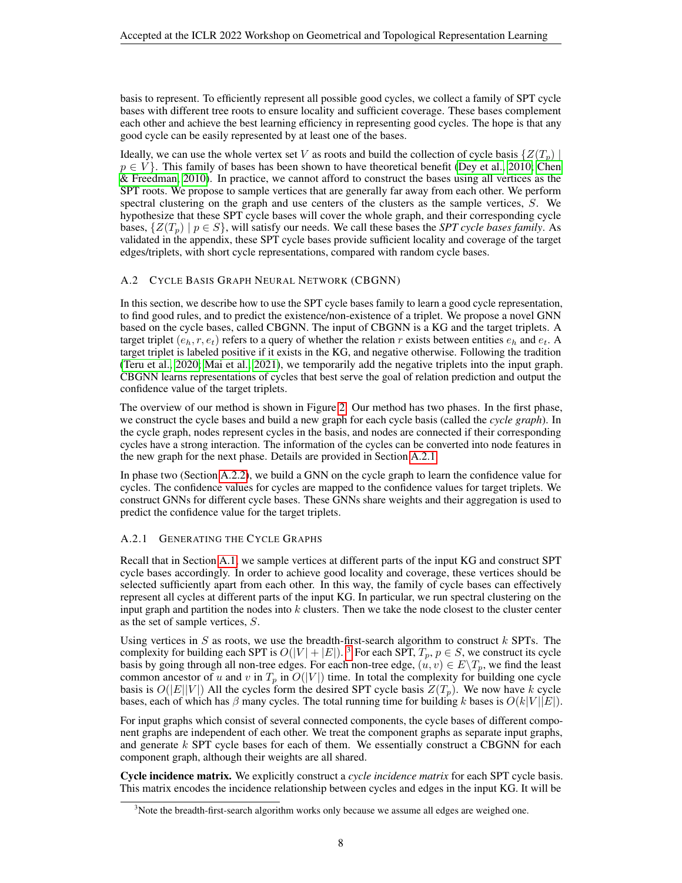basis to represent. To efficiently represent all possible good cycles, we collect a family of SPT cycle bases with different tree roots to ensure locality and sufficient coverage. These bases complement each other and achieve the best learning efficiency in representing good cycles. The hope is that any good cycle can be easily represented by at least one of the bases.

Ideally, we can use the whole vertex set $V$ as roots and build the collection of cycle basis $\{Z(T_p) \mid p \in V\}$. This family of bases has been shown to have theoretical benefit (Dey et al., 2010; Chen & Freedman, 2010). In practice, we cannot afford to construct the bases using all vertices as the SPT roots. We propose to sample vertices that are generally far away from each other. We perform spectral clustering on the graph and use centers of the clusters as the sample vertices, $S$. We hypothesize that these SPT cycle bases will cover the whole graph, and their corresponding cycle bases, $\{Z(T_p) \mid p \in S\}$, will satisfy our needs. We call these bases the *SPT cycle bases family*. As validated in the appendix, these SPT cycle bases provide sufficient locality and coverage of the target edges/triplets, with short cycle representations, compared with random cycle bases.

## A.2 Cycle Basis Graph Neural Network (CBGNN)

In this section, we describe how to use the SPT cycle bases family to learn a good cycle representation, to find good rules, and to predict the existence/non-existence of a triplet. We propose a novel GNN based on the cycle bases, called CBGNN. The input of CBGNN is a KG and the target triplets. A target triplet $(e_h, r, e_t)$ refers to a query of whether the relation $r$ exists between entities $e_h$ and $e_t$. A target triplet is labeled positive if it exists in the KG, and negative otherwise. Following the tradition (Teru et al., 2020; Mai et al., 2021), we temporarily add the negative triplets into the input graph. CBGNN learns representations of cycles that best serve the goal of relation prediction and output the confidence value of the target triplets.

The overview of our method is shown in Figure 2. Our method has two phases. In the first phase, we construct the cycle bases and build a new graph for each cycle basis (called the *cycle graph*). In the cycle graph, nodes represent cycles in the basis, and nodes are connected if their corresponding cycles have a strong interaction. The information of the cycles can be converted into node features in the new graph for the next phase. Details are provided in Section A.2.1.

In phase two (Section A.2.2), we build a GNN on the cycle graph to learn the confidence value for cycles. The confidence values for cycles are mapped to the confidence values for target triplets. We construct GNNs for different cycle bases. These GNNs share weights and their aggregation is used to predict the confidence value for the target triplets.

### A.2.1 Generating the Cycle Graphs

Recall that in Section A.1, we sample vertices at different parts of the input KG and construct SPT cycle bases accordingly. In order to achieve good locality and coverage, these vertices should be selected sufficiently apart from each other. In this way, the family of cycle bases can effectively represent all cycles at different parts of the input KG. In particular, we run spectral clustering on the input graph and partition the nodes into $k$ clusters. Then we take the node closest to the cluster center as the set of sample vertices, $S$.

Using vertices in $S$ as roots, we use the breadth-first-search algorithm to construct $k$ SPTs. The complexity for building each SPT is $O(|V| + |E|)$. [3] For each SPT, $T_p$, $p \in S$, we construct its cycle basis by going through all non-tree edges. For each non-tree edge, $(u, v) \in E \backslash T_p$, we find the least common ancestor of $u$ and $v$ in $T_p$ in $O(|V|)$ time. In total the complexity for building one cycle basis is $O(|E||V|)$ All the cycles form the desired SPT cycle basis $Z(T_p)$. We now have $k$ cycle bases, each of which has $\beta$ many cycles. The total running time for building $k$ bases is $O(k|V||E|)$.

For input graphs which consist of several connected components, the cycle bases of different component graphs are independent of each other. We treat the component graphs as separate input graphs, and generate $k$ SPT cycle bases for each of them. We essentially construct a CBGNN for each component graph, although their weights are all shared.

**Cycle incidence matrix.** We explicitly construct a *cycle incidence matrix* for each SPT cycle basis. This matrix encodes the incidence relationship between cycles and edges in the input KG. It will be

[3] Note the breadth-first-search algorithm works only because we assume all edges are weighed one.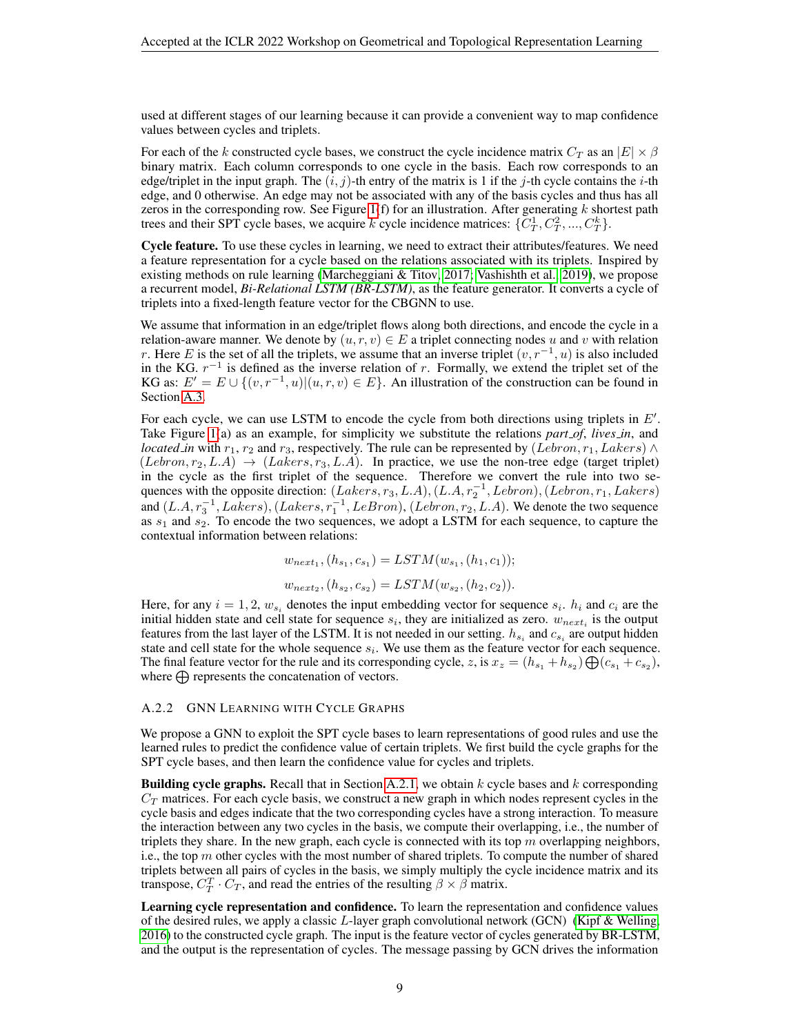used at different stages of our learning because it can provide a convenient way to map confidence values between cycles and triplets.

For each of the $k$ constructed cycle bases, we construct the cycle incidence matrix $C_T$ as an $|E| \times \beta$ binary matrix. Each column corresponds to one cycle in the basis. Each row corresponds to an edge/triplet in the input graph. The $(i, j)$-th entry of the matrix is 1 if the $j$-th cycle contains the $i$-th edge, and 0 otherwise. An edge may not be associated with any of the basis cycles and thus has all zeros in the corresponding row. See Figure 1(f) for an illustration. After generating $k$ shortest path trees and their SPT cycle bases, we acquire $k$ cycle incidence matrices: $\{C_T^1, C_T^2, ..., C_T^k\}$.

**Cycle feature.** To use these cycles in learning, we need to extract their attributes/features. We need a feature representation for a cycle based on the relations associated with its triplets. Inspired by existing methods on rule learning (Marcheggiani & Titov, 2017; Vashishth et al., 2019), we propose a recurrent model, ***Bi-Relational LSTM (BR-LSTM)***, as the feature generator. It converts a cycle of triplets into a fixed-length feature vector for the CBGNN to use.

We assume that information in an edge/triplet flows along both directions, and encode the cycle in a relation-aware manner. We denote by $(u, r, v) \in E$ a triplet connecting nodes $u$ and $v$ with relation $r$. Here $E$ is the set of all the triplets, we assume that an inverse triplet $(v, r^{-1}, u)$ is also included in the KG. $r^{-1}$ is defined as the inverse relation of $r$. Formally, we extend the triplet set of the KG as: $E' = E \cup \{(v, r^{-1}, u)|(u, r, v) \in E\}$. An illustration of the construction can be found in Section A.3.

For each cycle, we can use LSTM to encode the cycle from both directions using triplets in $E'$. Take Figure 1(a) as an example, for simplicity we substitute the relations *part_of*, *lives_in*, and *located_in* with $r_1$, $r_2$ and $r_3$, respectively. The rule can be represented by $(Lebron, r_1, Lakers) \wedge (Lebron, r_2, L.A) \rightarrow (Lakers, r_3, L.A)$. In practice, we use the non-tree edge (target triplet) in the cycle as the first triplet of the sequence. Therefore we convert the rule into two sequences with the opposite direction: $(Lakers, r_3, L.A), (L.A, r_2^{-1}, Lebron), (Lebron, r_1, Lakers)$ and $(L.A, r_3^{-1}, Lakers), (Lakers, r_1^{-1}, LeBron), (Lebron, r_2, L.A)$. We denote the two sequence as $s_1$ and $s_2$. To encode the two sequences, we adopt a LSTM for each sequence, to capture the contextual information between relations:

$$w_{next_1}, (h_{s_1}, c_{s_1}) = LSTM(w_{s_1}, (h_1, c_1));$$

$$w_{next_2}, (h_{s_2}, c_{s_2}) = LSTM(w_{s_2}, (h_2, c_2)).$$

Here, for any $i = 1, 2$, $w_{s_i}$ denotes the input embedding vector for sequence $s_i$. $h_i$ and $c_i$ are the initial hidden state and cell state for sequence $s_i$, they are initialized as zero. $w_{next_i}$ is the output features from the last layer of the LSTM. It is not needed in our setting. $h_{s_i}$ and $c_{s_i}$ are output hidden state and cell state for the whole sequence $s_i$. We use them as the feature vector for each sequence. The final feature vector for the rule and its corresponding cycle, $z$, is $x_z = (h_{s_1} + h_{s_2}) \bigoplus (c_{s_1} + c_{s_2})$, where $\bigoplus$ represents the concatenation of vectors.

### A.2.2 GNN Learning with Cycle Graphs

We propose a GNN to exploit the SPT cycle bases to learn representations of good rules and use the learned rules to predict the confidence value of certain triplets. We first build the cycle graphs for the SPT cycle bases, and then learn the confidence value for cycles and triplets.

**Building cycle graphs.** Recall that in Section A.2.1, we obtain $k$ cycle bases and $k$ corresponding $C_T$ matrices. For each cycle basis, we construct a new graph in which nodes represent cycles in the cycle basis and edges indicate that the two corresponding cycles have a strong interaction. To measure the interaction between any two cycles in the basis, we compute their overlapping, i.e., the number of triplets they share. In the new graph, each cycle is connected with its top $m$ overlapping neighbors, i.e., the top $m$ other cycles with the most number of shared triplets. To compute the number of shared triplets between all pairs of cycles in the basis, we simply multiply the cycle incidence matrix and its transpose, $C_T^T \cdot C_T$, and read the entries of the resulting $\beta \times \beta$ matrix.

**Learning cycle representation and confidence.** To learn the representation and confidence values of the desired rules, we apply a classic $L$-layer graph convolutional network (GCN) (Kipf & Welling, 2016) to the constructed cycle graph. The input is the feature vector of cycles generated by BR-LSTM, and the output is the representation of cycles. The message passing by GCN drives the information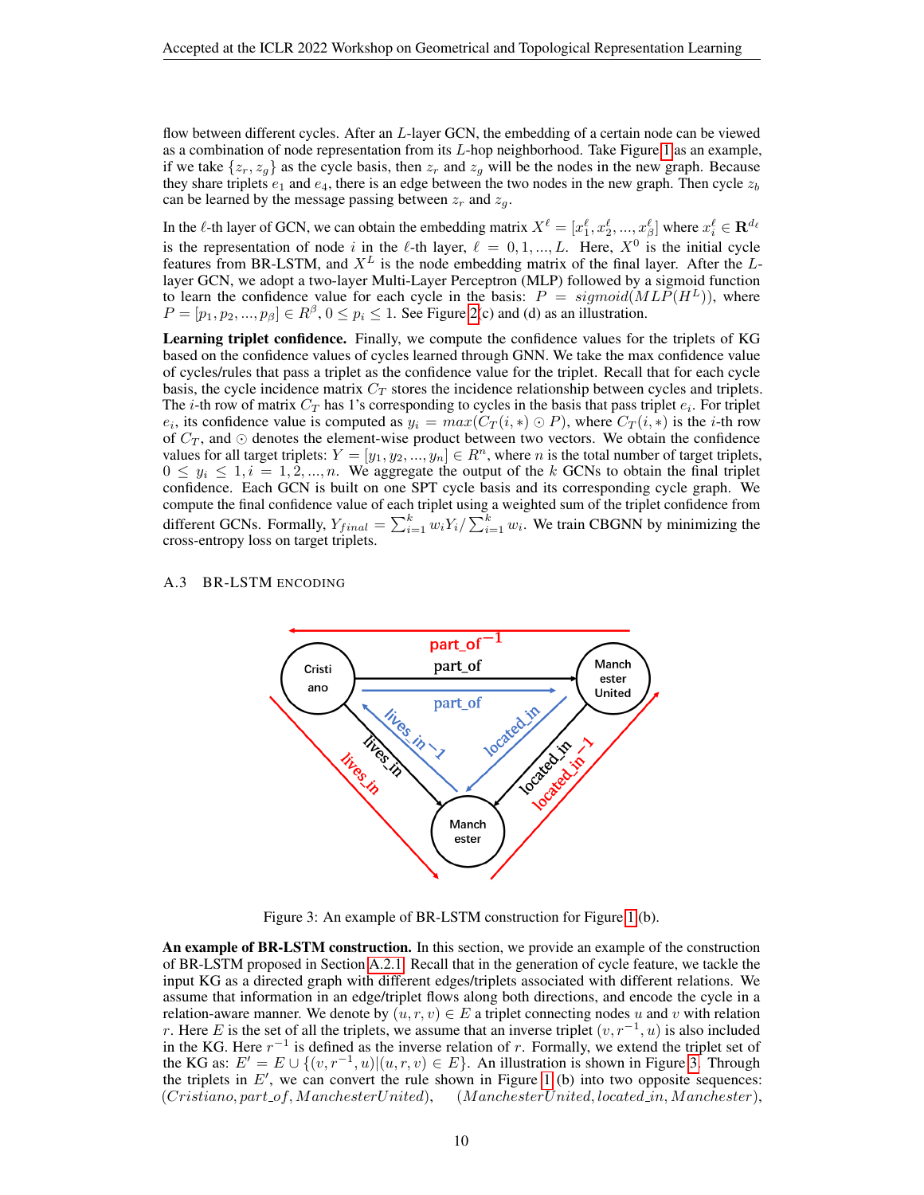flow between different cycles. After an $L$-layer GCN, the embedding of a certain node can be viewed as a combination of node representation from its $L$-hop neighborhood. Take Figure 1 as an example, if we take $\{z_r, z_g\}$ as the cycle basis, then $z_r$ and $z_g$ will be the nodes in the new graph. Because they share triplets $e_1$ and $e_4$, there is an edge between the two nodes in the new graph. Then cycle $z_b$ can be learned by the message passing between $z_r$ and $z_g$.

In the $\ell$-th layer of GCN, we can obtain the embedding matrix $X^\ell = [x_1^\ell, x_2^\ell, ..., x_\beta^\ell]$ where $x_i^\ell \in \mathbf{R}^{d_\ell}$ is the representation of node $i$ in the $\ell$-th layer, $\ell = 0, 1, ..., L$. Here, $X^0$ is the initial cycle features from BR-LSTM, and $X^L$ is the node embedding matrix of the final layer. After the $L$-layer GCN, we adopt a two-layer Multi-Layer Perceptron (MLP) followed by a sigmoid function to learn the confidence value for each cycle in the basis: $P = sigmoid(MLP(H^L))$, where $P = [p_1, p_2, ..., p_\beta] \in R^\beta, 0 \leq p_i \leq 1$. See Figure 2(c) and (d) as an illustration.

**Learning triplet confidence.** Finally, we compute the confidence values for the triplets of KG based on the confidence values of cycles learned through GNN. We take the max confidence value of cycles/rules that pass a triplet as the confidence value for the triplet. Recall that for each cycle basis, the cycle incidence matrix $C_T$ stores the incidence relationship between cycles and triplets. The $i$-th row of matrix $C_T$ has 1's corresponding to cycles in the basis that pass triplet $e_i$. For triplet $e_i$, its confidence value is computed as $y_i = max(C_T(i, *) \odot P)$, where $C_T(i, *)$ is the $i$-th row of $C_T$, and $\odot$ denotes the element-wise product between two vectors. We obtain the confidence values for all target triplets: $Y = [y_1, y_2, ..., y_n] \in R^n$, where $n$ is the total number of target triplets, $0 \leq y_i \leq 1, i = 1, 2, ..., n$. We aggregate the output of the $k$ GCNs to obtain the final triplet confidence. Each GCN is built on one SPT cycle basis and its corresponding cycle graph. We compute the final confidence value of each triplet using a weighted sum of the triplet confidence from different GCNs. Formally, $Y_{final} = \sum_{i=1}^{k} w_i Y_i / \sum_{i=1}^{k} w_i$. We train CBGNN by minimizing the cross-entropy loss on target triplets.

### A.3 BR-LSTM ENCODING

Figure 3: An example of BR-LSTM construction for Figure 1(b).

**An example of BR-LSTM construction.** In this section, we provide an example of the construction of BR-LSTM proposed in Section A.2.1. Recall that in the generation of cycle feature, we tackle the input KG as a directed graph with different edges/triplets associated with different relations. We assume that information in an edge/triplet flows along both directions, and encode the cycle in a relation-aware manner. We denote by $(u, r, v) \in E$ a triplet connecting nodes $u$ and $v$ with relation $r$. Here $E$ is the set of all the triplets, we assume that an inverse triplet $(v, r^{-1}, u)$ is also included in the KG. Here $r^{-1}$ is defined as the inverse relation of $r$. Formally, we extend the triplet set of the KG as: $E' = E \cup \{(v, r^{-1}, u) | (u, r, v) \in E\}$. An illustration is shown in Figure 3. Through the triplets in $E'$, we can convert the rule shown in Figure 1(b) into two opposite sequences: $(Cristiano, part\_of, ManchesterUnited)$, $(ManchesterUnited, located\_in, Manchester)$,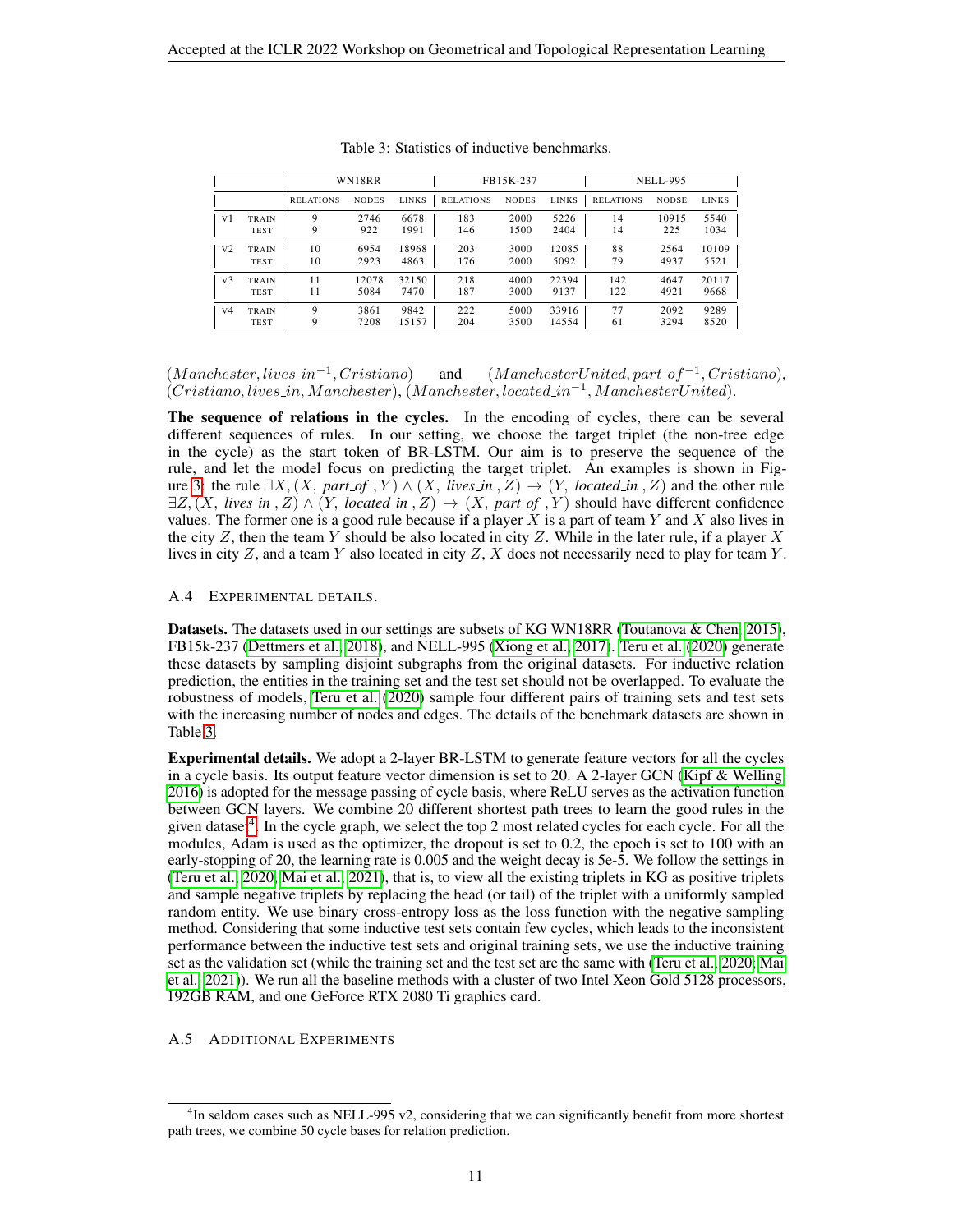Table 3: Statistics of inductive benchmarks.

| | | WN18RR | | | FB15K-237 | | | NELL-995 | | |
|---|---|---|---|---|---|---|---|---|---|---|
| | | RELATIONS | NODES | LINKS | RELATIONS | NODES | LINKS | RELATIONS | NODSE | LINKS |
| V1 | TRAIN | 9 | 2746 | 6678 | 183 | 2000 | 5226 | 14 | 10915 | 5540 |
| | TEST | 9 | 922 | 1991 | 146 | 1500 | 2404 | 14 | 225 | 1034 |
| V2 | TRAIN | 10 | 6954 | 18968 | 203 | 3000 | 12085 | 88 | 2564 | 10109 |
| | TEST | 10 | 2923 | 4863 | 176 | 2000 | 5092 | 79 | 4937 | 5521 |
| V3 | TRAIN | 11 | 12078 | 32150 | 218 | 4000 | 22394 | 142 | 4647 | 20117 |
| | TEST | 11 | 5084 | 7470 | 187 | 3000 | 9137 | 122 | 4921 | 9668 |
| V4 | TRAIN | 9 | 3861 | 9842 | 222 | 5000 | 33916 | 77 | 2092 | 9289 |
| | TEST | 9 | 7208 | 15157 | 204 | 3500 | 14554 | 61 | 3294 | 8520 |

$(Manchester, lives\_in^{-1}, Cristiano)$ and $(ManchesterUnited, part\_of^{-1}, Cristiano)$, $(Cristiano, lives\_in, Manchester)$, $(Manchester, located\_in^{-1}, ManchesterUnited)$.

**The sequence of relations in the cycles.** In the encoding of cycles, there can be several different sequences of rules. In our setting, we choose the target triplet (the non-tree edge in the cycle) as the start token of BR-LSTM. Our aim is to preserve the sequence of the rule, and let the model focus on predicting the target triplet. An examples is shown in Figure 3: the rule $\exists X, (X, \textit{part\_of}, Y) \wedge (X, \textit{lives\_in}, Z) \rightarrow (Y, \textit{located\_in}, Z)$ and the other rule $\exists Z, (X, \textit{lives\_in}, Z) \wedge (Y, \textit{located\_in}, Z) \rightarrow (X, \textit{part\_of}, Y)$ should have different confidence values. The former one is a good rule because if a player $X$ is a part of team $Y$ and $X$ also lives in the city $Z$, then the team $Y$ should be also located in city $Z$. While in the later rule, if a player $X$ lives in city $Z$, and a team $Y$ also located in city $Z$, $X$ does not necessarily need to play for team $Y$.

### A.4 Experimental details.

**Datasets.** The datasets used in our settings are subsets of KG WN18RR (Toutanova & Chen, 2015), FB15k-237 (Dettmers et al., 2018), and NELL-995 (Xiong et al., 2017). Teru et al. (2020) generate these datasets by sampling disjoint subgraphs from the original datasets. For inductive relation prediction, the entities in the training set and the test set should not be overlapped. To evaluate the robustness of models, Teru et al. (2020) sample four different pairs of training sets and test sets with the increasing number of nodes and edges. The details of the benchmark datasets are shown in Table 3.

**Experimental details.** We adopt a 2-layer BR-LSTM to generate feature vectors for all the cycles in a cycle basis. Its output feature vector dimension is set to 20. A 2-layer GCN (Kipf & Welling, 2016) is adopted for the message passing of cycle basis, where ReLU serves as the activation function between GCN layers. We combine 20 different shortest path trees to learn the good rules in the given dataset[4]. In the cycle graph, we select the top 2 most related cycles for each cycle. For all the modules, Adam is used as the optimizer, the dropout is set to 0.2, the epoch is set to 100 with an early-stopping of 20, the learning rate is 0.005 and the weight decay is 5e-5. We follow the settings in (Teru et al., 2020; Mai et al., 2021), that is, to view all the existing triplets in KG as positive triplets and sample negative triplets by replacing the head (or tail) of the triplet with a uniformly sampled random entity. We use binary cross-entropy loss as the loss function with the negative sampling method. Considering that some inductive test sets contain few cycles, which leads to the inconsistent performance between the inductive test sets and original training sets, we use the inductive training set as the validation set (while the training set and the test set are the same with (Teru et al., 2020; Mai et al., 2021)). We run all the baseline methods with a cluster of two Intel Xeon Gold 5128 processors, 192GB RAM, and one GeForce RTX 2080 Ti graphics card.

### A.5 Additional Experiments

[4] In seldom cases such as NELL-995 v2, considering that we can significantly benefit from more shortest path trees, we combine 50 cycle bases for relation prediction.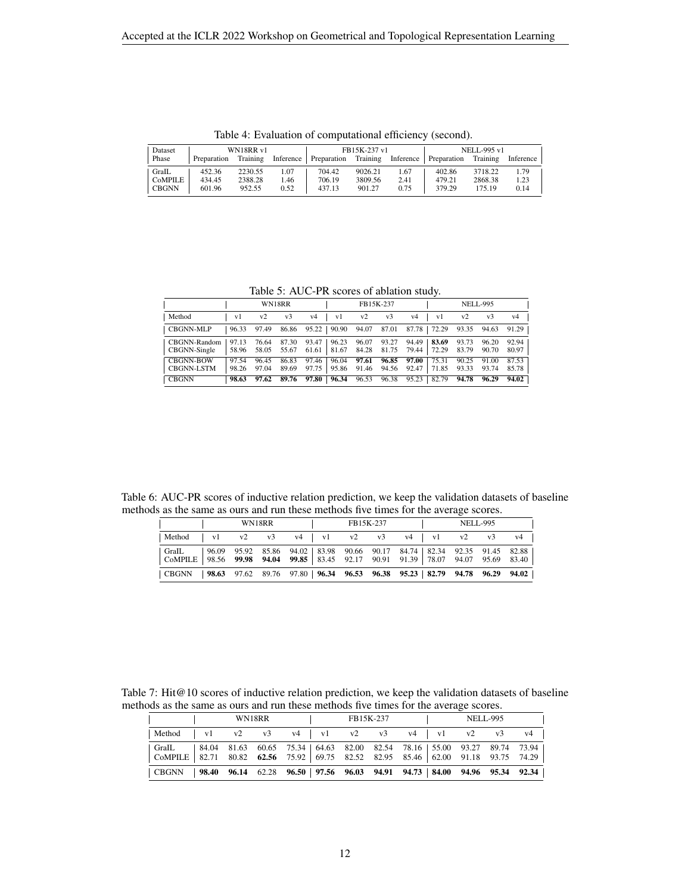Table 4: Evaluation of computational efficiency (second).

| Dataset | WN18RR v1 | | | FB15K-237 v1 | | | NELL-995 v1 | | |
|---|---|---|---|---|---|---|---|---|---|
| Phase | Preparation | Training | Inference | Preparation | Training | Inference | Preparation | Training | Inference |
| GraIL | 452.36 | 2230.55 | 1.07 | 704.42 | 9026.21 | 1.67 | 402.86 | 3718.22 | 1.79 |
| CoMPILE | 434.45 | 2388.28 | 1.46 | 706.19 | 3809.56 | 2.41 | 479.21 | 2868.38 | 1.23 |
| CBGNN | 601.96 | 952.55 | 0.52 | 437.13 | 901.27 | 0.75 | 379.29 | 175.19 | 0.14 |

Table 5: AUC-PR scores of ablation study.

| | WN18RR | | | | FB15K-237 | | | | NELL-995 | | | |
|---|---|---|---|---|---|---|---|---|---|---|---|---|
| Method | v1 | v2 | v3 | v4 | v1 | v2 | v3 | v4 | v1 | v2 | v3 | v4 |
| CBGNN-MLP | 96.33 | 97.49 | 86.86 | 95.22 | 90.90 | 94.07 | 87.01 | 87.78 | 72.29 | 93.35 | 94.63 | 91.29 |
| CBGNN-Random | 97.13 | 76.64 | 87.30 | 93.47 | 96.23 | 96.07 | 93.27 | 94.49 | **83.69** | 93.73 | 96.20 | 92.94 |
| CBGNN-Single | 58.96 | 58.05 | 55.67 | 61.61 | 81.67 | 84.28 | 81.75 | 79.44 | 72.29 | 83.79 | 90.70 | 80.97 |
| CBGNN-BOW | 97.54 | 96.45 | 86.83 | 97.46 | 96.04 | **97.61** | **96.85** | **97.00** | 75.31 | 90.25 | 91.00 | 87.53 |
| CBGNN-LSTM | 98.26 | 97.04 | 89.69 | 97.75 | 95.86 | 91.46 | 94.56 | 92.47 | 71.85 | 93.33 | 93.74 | 85.78 |
| CBGNN | **98.63** | **97.62** | **89.76** | **97.80** | **96.34** | 96.53 | 96.38 | 95.23 | 82.79 | **94.78** | **96.29** | **94.02** |

Table 6: AUC-PR scores of inductive relation prediction, we keep the validation datasets of baseline methods as the same as ours and run these methods five times for the average scores.

| | WN18RR | | | | FB15K-237 | | | | NELL-995 | | | |
|---|---|---|---|---|---|---|---|---|---|---|---|---|
| Method | v1 | v2 | v3 | v4 | v1 | v2 | v3 | v4 | v1 | v2 | v3 | v4 |
| GraIL | 96.09 | 95.92 | 85.86 | 94.02 | 83.98 | 90.66 | 90.17 | 84.74 | 82.34 | 92.35 | 91.45 | 82.88 |
| CoMPILE | 98.56 | **99.98** | **94.04** | **99.85** | 83.45 | 92.17 | 90.91 | 91.39 | 78.07 | 94.07 | 95.69 | 83.40 |
| CBGNN | **98.63** | 97.62 | 89.76 | 97.80 | **96.34** | **96.53** | **96.38** | **95.23** | **82.79** | **94.78** | **96.29** | **94.02** |

Table 7: Hit@10 scores of inductive relation prediction, we keep the validation datasets of baseline methods as the same as ours and run these methods five times for the average scores.

| | WN18RR | | | | FB15K-237 | | | | NELL-995 | | | |
|---|---|---|---|---|---|---|---|---|---|---|---|---|
| Method | v1 | v2 | v3 | v4 | v1 | v2 | v3 | v4 | v1 | v2 | v3 | v4 |
| GraIL | 84.04 | 81.63 | 60.65 | 75.34 | 64.63 | 82.00 | 82.54 | 78.16 | 55.00 | 93.27 | 89.74 | 73.94 |
| CoMPILE | 82.71 | 80.82 | **62.56** | 75.92 | 69.75 | 82.52 | 82.95 | 85.46 | 62.00 | 91.18 | 93.75 | 74.29 |
| CBGNN | **98.40** | **96.14** | 62.28 | **96.50** | **97.56** | **96.03** | **94.91** | **94.73** | **84.00** | **94.96** | **95.34** | **92.34** |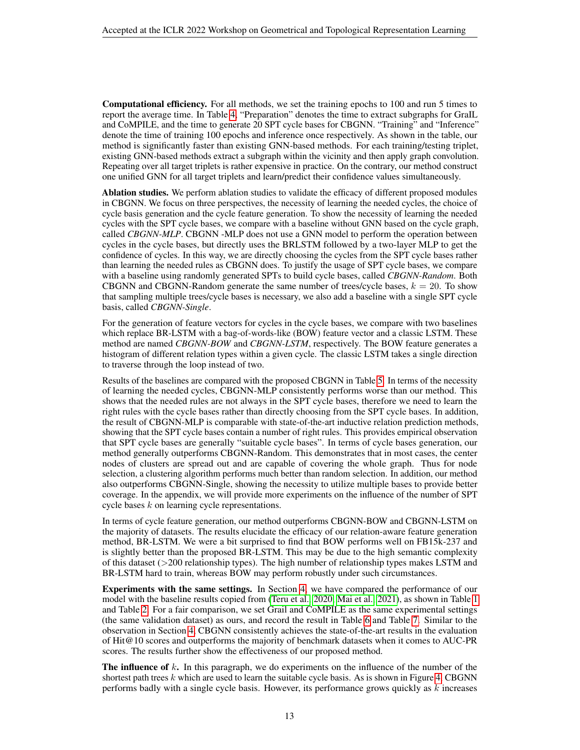**Computational efficiency.** For all methods, we set the training epochs to 100 and run 5 times to report the average time. In Table 4, "Preparation" denotes the time to extract subgraphs for GraIL and CoMPILE, and the time to generate 20 SPT cycle bases for CBGNN. "Training" and "Inference" denote the time of training 100 epochs and inference once respectively. As shown in the table, our method is significantly faster than existing GNN-based methods. For each training/testing triplet, existing GNN-based methods extract a subgraph within the vicinity and then apply graph convolution. Repeating over all target triplets is rather expensive in practice. On the contrary, our method construct one unified GNN for all target triplets and learn/predict their confidence values simultaneously.

**Ablation studies.** We perform ablation studies to validate the efficacy of different proposed modules in CBGNN. We focus on three perspectives, the necessity of learning the needed cycles, the choice of cycle basis generation and the cycle feature generation. To show the necessity of learning the needed cycles with the SPT cycle bases, we compare with a baseline without GNN based on the cycle graph, called *CBGNN-MLP*. CBGNN -MLP does not use a GNN model to perform the operation between cycles in the cycle bases, but directly uses the BRLSTM followed by a two-layer MLP to get the confidence of cycles. In this way, we are directly choosing the cycles from the SPT cycle bases rather than learning the needed rules as CBGNN does. To justify the usage of SPT cycle bases, we compare with a baseline using randomly generated SPTs to build cycle bases, called *CBGNN-Random*. Both CBGNN and CBGNN-Random generate the same number of trees/cycle bases, $k = 20$. To show that sampling multiple trees/cycle bases is necessary, we also add a baseline with a single SPT cycle basis, called *CBGNN-Single*.

For the generation of feature vectors for cycles in the cycle bases, we compare with two baselines which replace BR-LSTM with a bag-of-words-like (BOW) feature vector and a classic LSTM. These method are named *CBGNN-BOW* and *CBGNN-LSTM*, respectively. The BOW feature generates a histogram of different relation types within a given cycle. The classic LSTM takes a single direction to traverse through the loop instead of two.

Results of the baselines are compared with the proposed CBGNN in Table 5. In terms of the necessity of learning the needed cycles, CBGNN-MLP consistently performs worse than our method. This shows that the needed rules are not always in the SPT cycle bases, therefore we need to learn the right rules with the cycle bases rather than directly choosing from the SPT cycle bases. In addition, the result of CBGNN-MLP is comparable with state-of-the-art inductive relation prediction methods, showing that the SPT cycle bases contain a number of right rules. This provides empirical observation that SPT cycle bases are generally "suitable cycle bases". In terms of cycle bases generation, our method generally outperforms CBGNN-Random. This demonstrates that in most cases, the center nodes of clusters are spread out and are capable of covering the whole graph. Thus for node selection, a clustering algorithm performs much better than random selection. In addition, our method also outperforms CBGNN-Single, showing the necessity to utilize multiple bases to provide better coverage. In the appendix, we will provide more experiments on the influence of the number of SPT cycle bases $k$ on learning cycle representations.

In terms of cycle feature generation, our method outperforms CBGNN-BOW and CBGNN-LSTM on the majority of datasets. The results elucidate the efficacy of our relation-aware feature generation method, BR-LSTM. We were a bit surprised to find that BOW performs well on FB15k-237 and is slightly better than the proposed BR-LSTM. This may be due to the high semantic complexity of this dataset (>200 relationship types). The high number of relationship types makes LSTM and BR-LSTM hard to train, whereas BOW may perform robustly under such circumstances.

**Experiments with the same settings.** In Section 4, we have compared the performance of our model with the baseline results copied from (Teru et al., 2020; Mai et al., 2021), as shown in Table 1 and Table 2. For a fair comparison, we set Grail and CoMPILE as the same experimental settings (the same validation dataset) as ours, and record the result in Table 6 and Table 7. Similar to the observation in Section 4, CBGNN consistently achieves the state-of-the-art results in the evaluation of Hit@10 scores and outperforms the majority of benchmark datasets when it comes to AUC-PR scores. The results further show the effectiveness of our proposed method.

**The influence of** $k$**.** In this paragraph, we do experiments on the influence of the number of the shortest path trees $k$ which are used to learn the suitable cycle basis. As is shown in Figure 4, CBGNN performs badly with a single cycle basis. However, its performance grows quickly as $k$ increases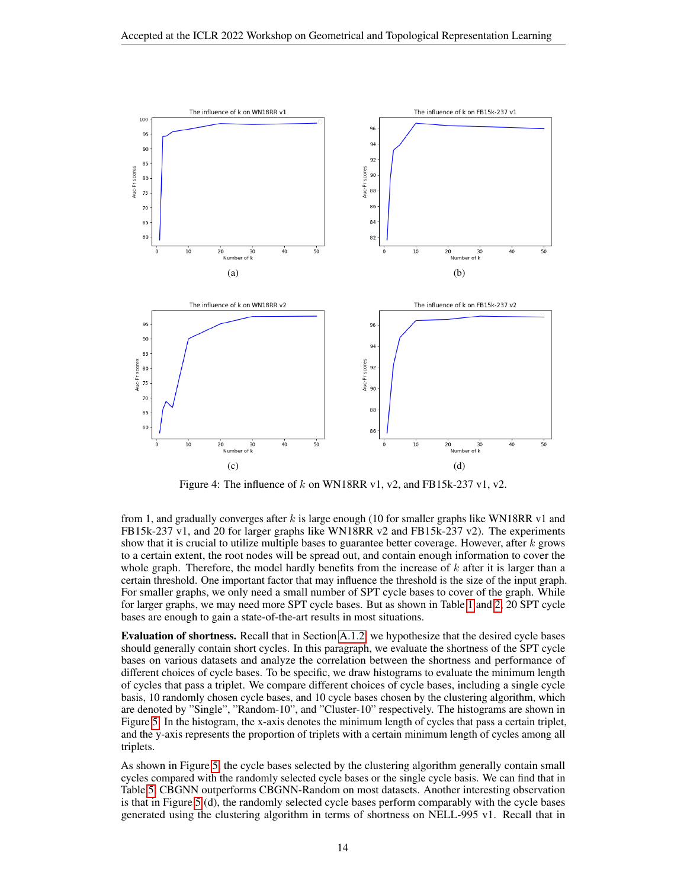Figure 4: The influence of $k$ on WN18RR v1, v2, and FB15k-237 v1, v2.

from 1, and gradually converges after $k$ is large enough (10 for smaller graphs like WN18RR v1 and FB15k-237 v1, and 20 for larger graphs like WN18RR v2 and FB15k-237 v2). The experiments show that it is crucial to utilize multiple bases to guarantee better coverage. However, after $k$ grows to a certain extent, the root nodes will be spread out, and contain enough information to cover the whole graph. Therefore, the model hardly benefits from the increase of $k$ after it is larger than a certain threshold. One important factor that may influence the threshold is the size of the input graph. For smaller graphs, we only need a small number of SPT cycle bases to cover of the graph. While for larger graphs, we may need more SPT cycle bases. But as shown in Table 1 and 2, 20 SPT cycle bases are enough to gain a state-of-the-art results in most situations.

**Evaluation of shortness.** Recall that in Section A.1.2, we hypothesize that the desired cycle bases should generally contain short cycles. In this paragraph, we evaluate the shortness of the SPT cycle bases on various datasets and analyze the correlation between the shortness and performance of different choices of cycle bases. To be specific, we draw histograms to evaluate the minimum length of cycles that pass a triplet. We compare different choices of cycle bases, including a single cycle basis, 10 randomly chosen cycle bases, and 10 cycle bases chosen by the clustering algorithm, which are denoted by "Single", "Random-10", and "Cluster-10" respectively. The histograms are shown in Figure 5. In the histogram, the x-axis denotes the minimum length of cycles that pass a certain triplet, and the y-axis represents the proportion of triplets with a certain minimum length of cycles among all triplets.

As shown in Figure 5, the cycle bases selected by the clustering algorithm generally contain small cycles compared with the randomly selected cycle bases or the single cycle basis. We can find that in Table 5, CBGNN outperforms CBGNN-Random on most datasets. Another interesting observation is that in Figure 5 (d), the randomly selected cycle bases perform comparably with the cycle bases generated using the clustering algorithm in terms of shortness on NELL-995 v1. Recall that in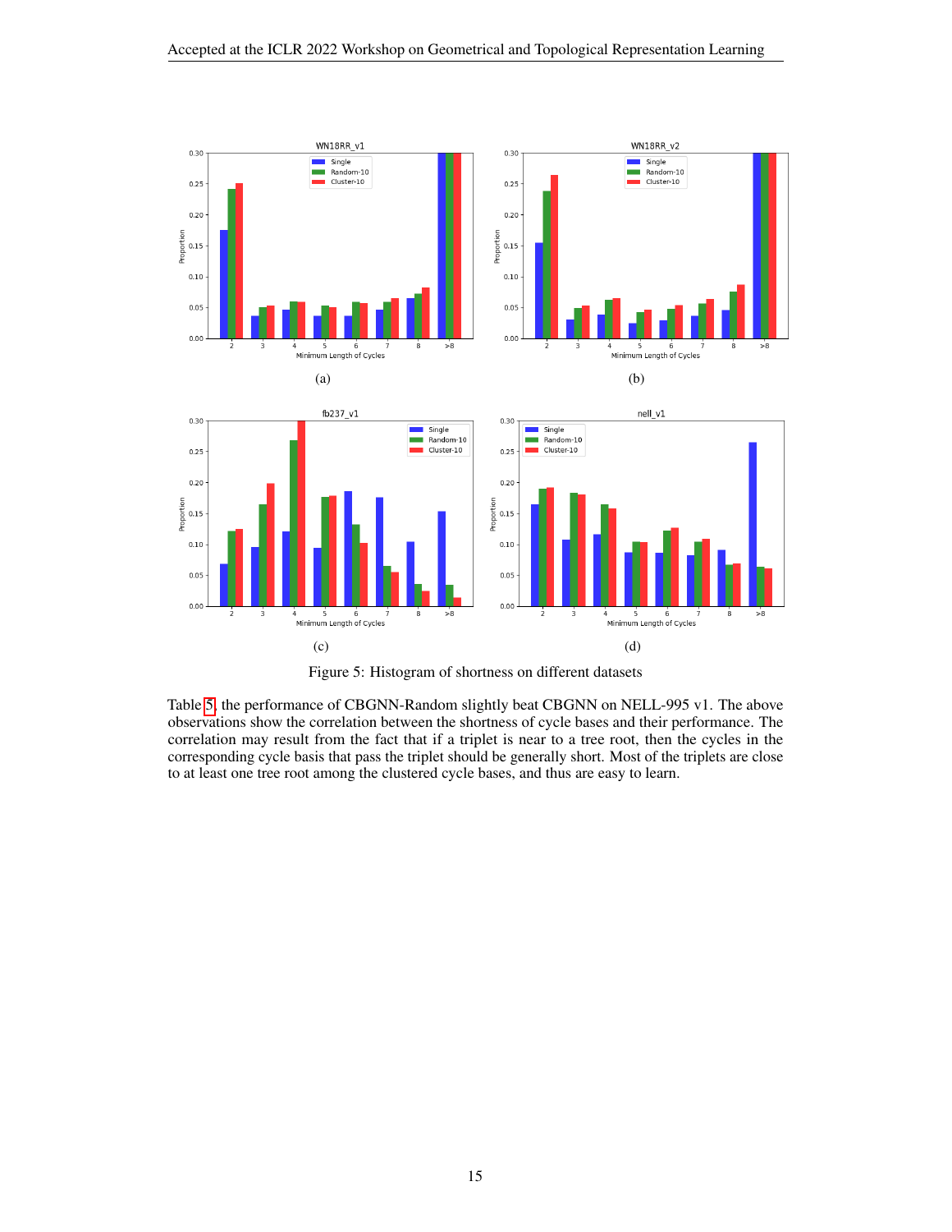WN18RR_v1

Proportion

0.30
0.25
0.20
0.15
0.10
0.05
0.00

Single
Random-10
Cluster-10

2 3 4 5 6 7 8 >8

Minimum Length of Cycles

(a)

WN18RR_v2

Proportion

0.30
0.25
0.20
0.15
0.10
0.05
0.00

Single
Random-10
Cluster-10

2 3 4 5 6 7 8 >8

Minimum Length of Cycles

(b)

fb237_v1

Proportion

0.30
0.25
0.20
0.15
0.10
0.05
0.00

Single
Random-10
Cluster-10

2 3 4 5 6 7 8 >8

Minimum Length of Cycles

(c)

nell_v1

Proportion

0.30
0.25
0.20
0.15
0.10
0.05
0.00

Single
Random-10
Cluster-10

2 3 4 5 6 7 8 >8

Minimum Length of Cycles

(d)

Figure 5: Histogram of shortness on different datasets

Table 5, the performance of CBGNN-Random slightly beat CBGNN on NELL-995 v1. The above observations show the correlation between the shortness of cycle bases and their performance. The correlation may result from the fact that if a triplet is near to a tree root, then the cycles in the corresponding cycle basis that pass the triplet should be generally short. Most of the triplets are close to at least one tree root among the clustered cycle bases, and thus are easy to learn.